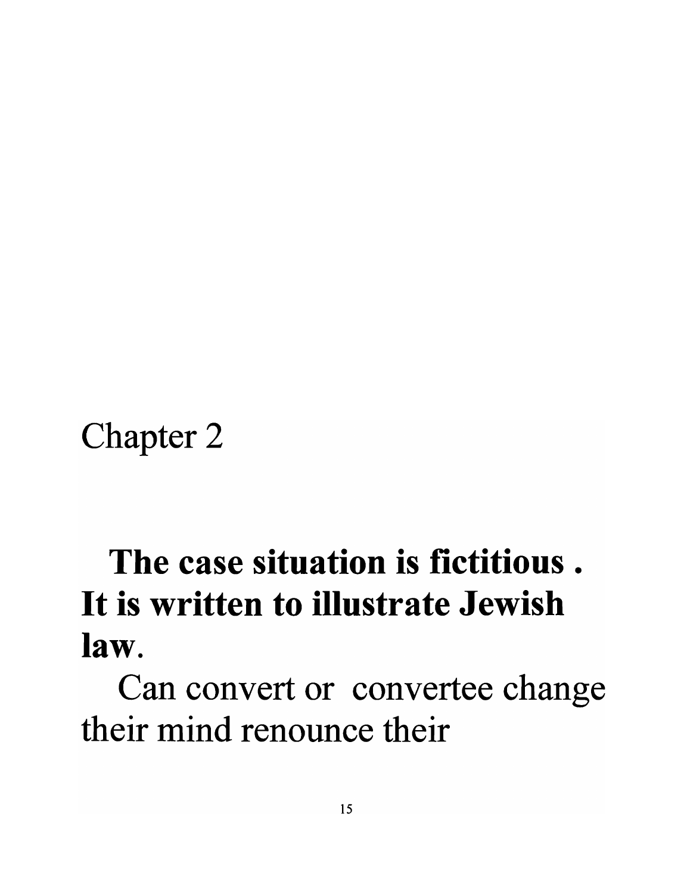# Chapter 2

**The case situation is fictitious . It is written to illustrate Jewish law.**

Can convert or convertee change their mind renounce their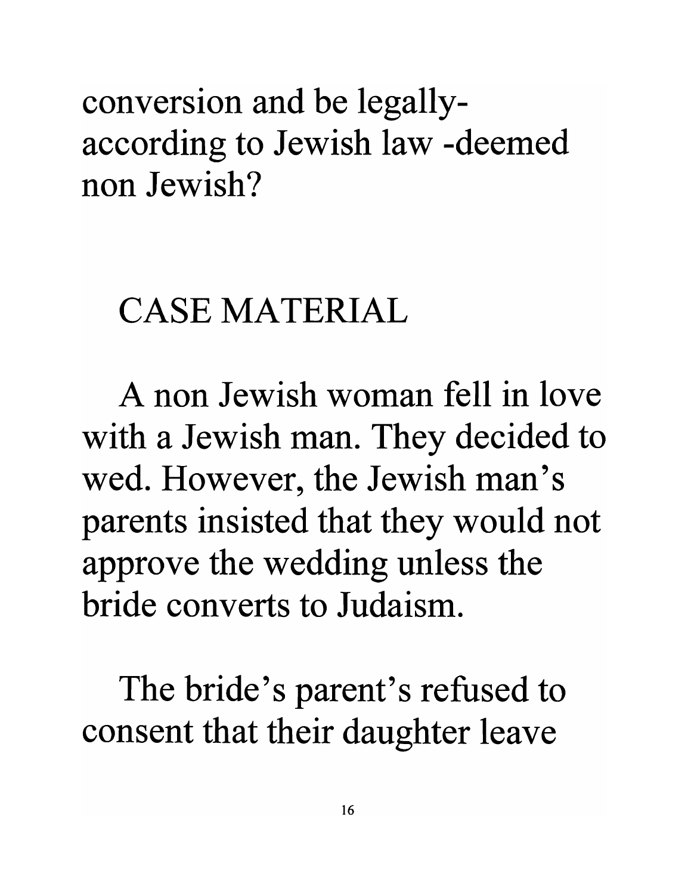conversion and be legally-according to Jewish law -deemed non Jewish?

## CASE MATERIAL

A non Jewish woman fell in love with a Jewish man. They decided to wed. However, the Jewish man's parents insisted that they would not approve the wedding unless the bride converts to Judaism.

The bride's parent's refused to consent that their daughter leave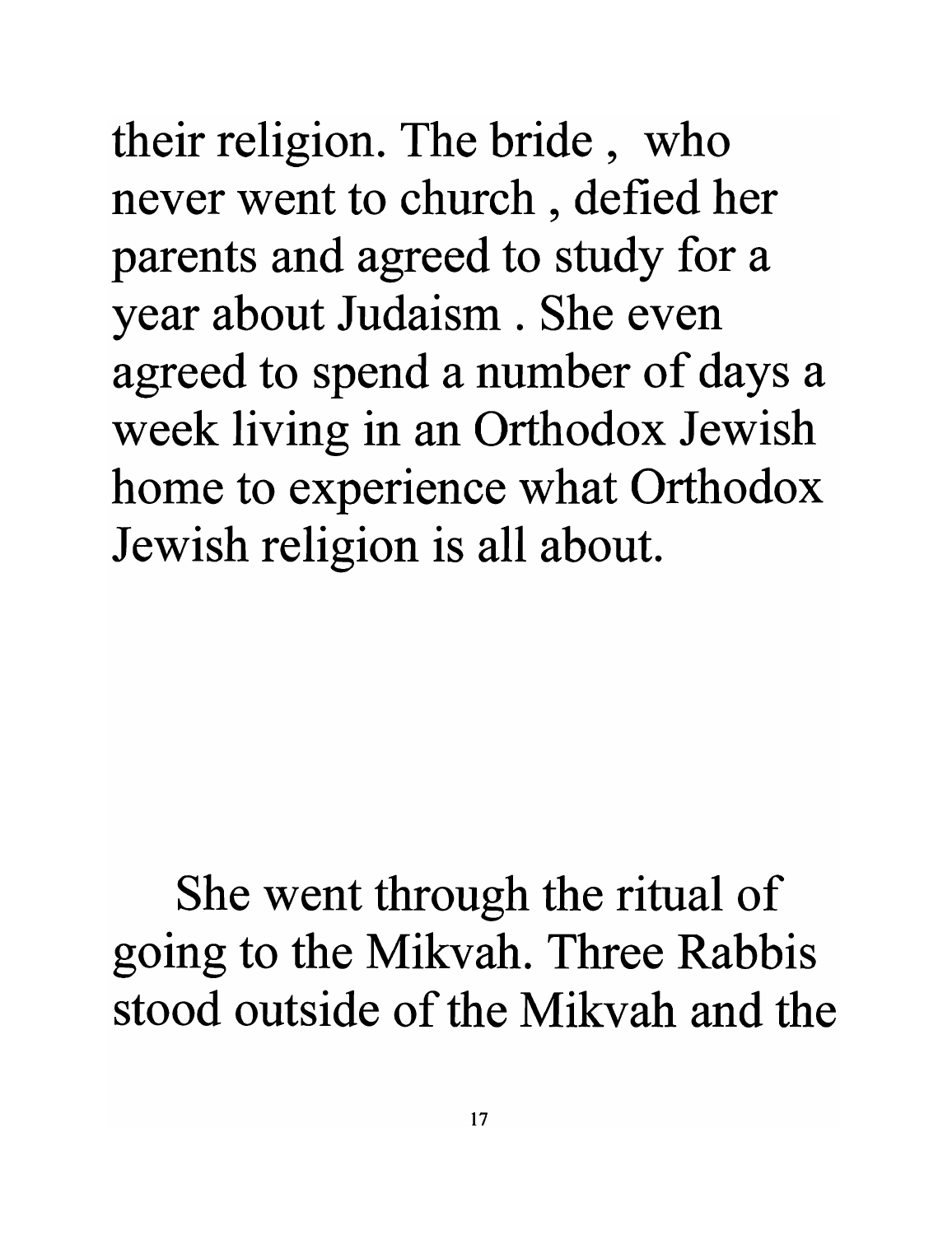their religion. The bride , who never went to church , defied her parents and agreed to study for a year about Judaism . She even agreed to spend a number of days a week living in an Orthodox Jewish home to experience what Orthodox Jewish religion is all about.

She went through the ritual of going to the Mikvah. Three Rabbis stood outside of the Mikvah and the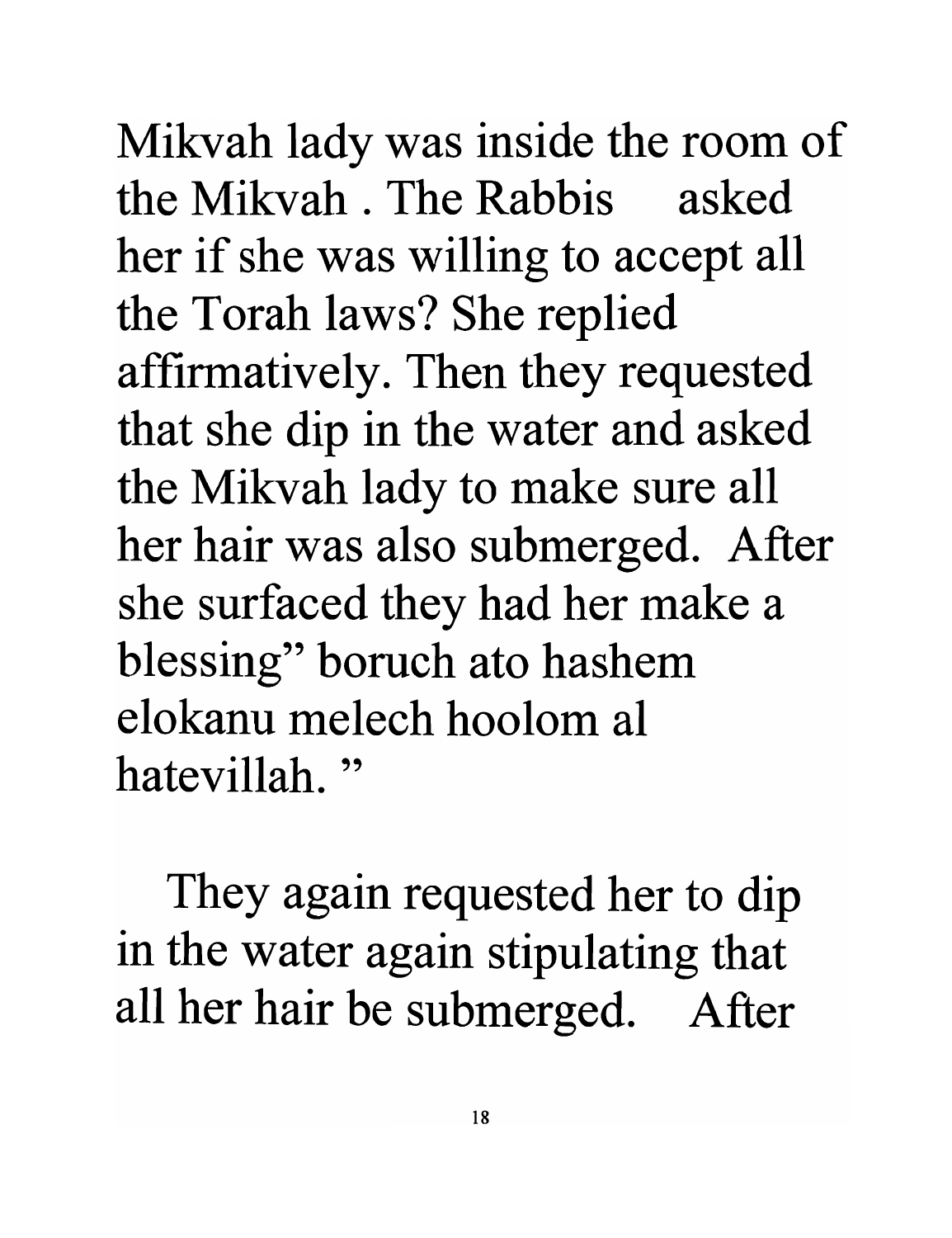Mikvah lady was inside the room of the Mikvah . The Rabbis asked her if she was willing to accept all the Torah laws? She replied affirmatively. Then they requested that she dip in the water and asked the Mikvah lady to make sure all her hair was also submerged. After she surfaced they had her make a blessing" boruch ato hashem elokanu melech hoolom al hatevillah. "

They again requested her to dip in the water again stipulating that all her hair be submerged. After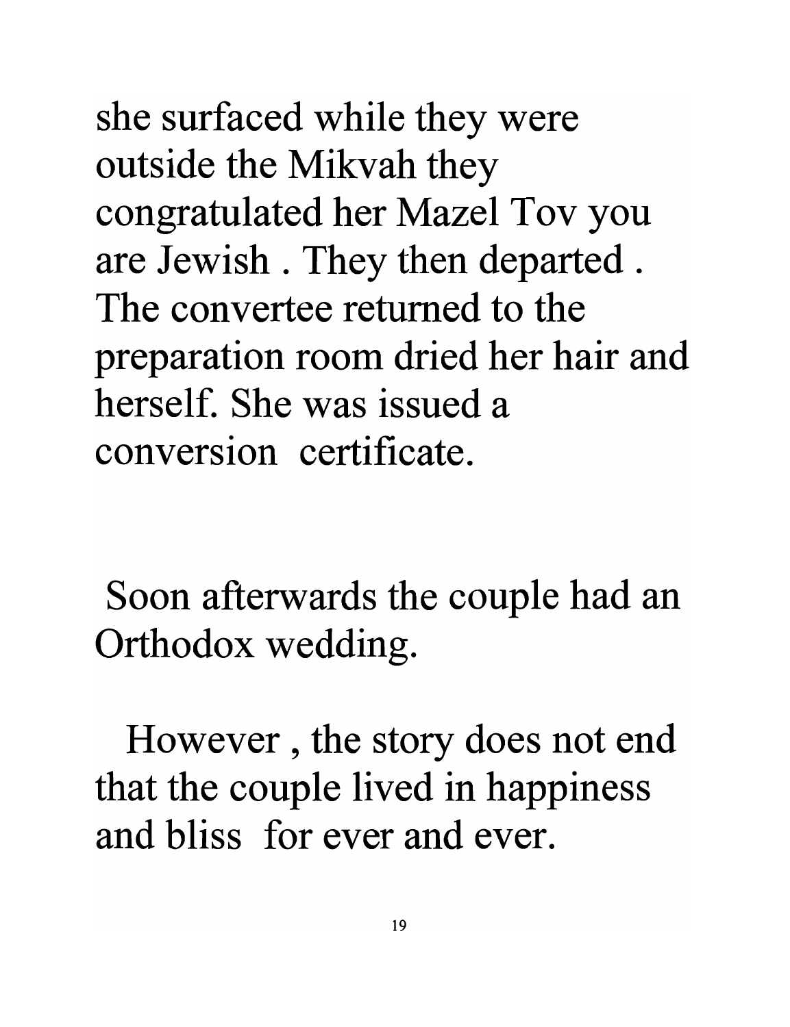she surfaced while they were outside the Mikvah they congratulated her Mazel Tov you are Jewish . They then departed . The convertee returned to the preparation room dried her hair and herself. She was issued a conversion certificate.

Soon afterwards the couple had an Orthodox wedding.

However , the story does not end that the couple lived in happiness and bliss for ever and ever.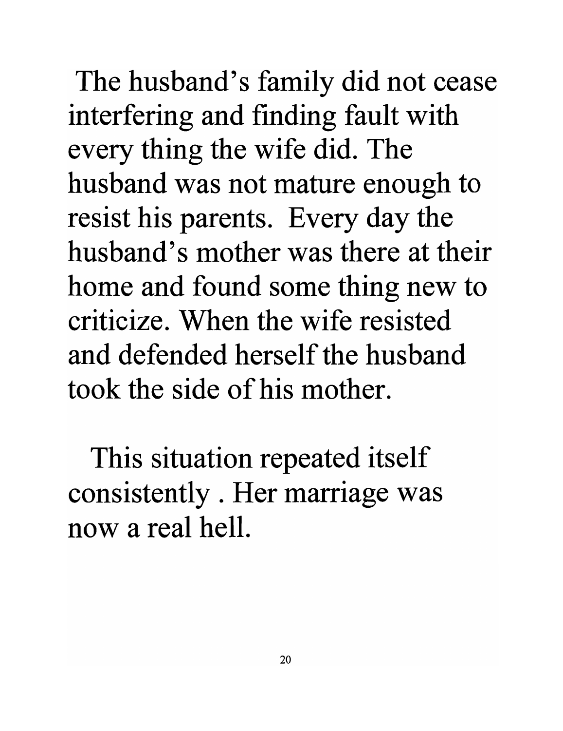The husband's family did not cease interfering and finding fault with every thing the wife did. The husband was not mature enough to resist his parents. Every day the husband's mother was there at their home and found some thing new to criticize. When the wife resisted and defended herself the husband took the side of his mother.

This situation repeated itself consistently . Her marriage was now a real hell.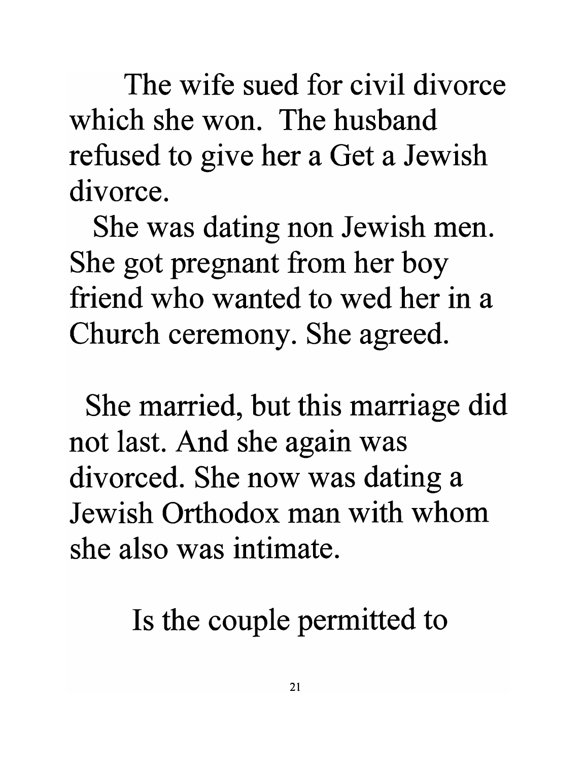The wife sued for civil divorce which she won. The husband refused to give her a Get a Jewish divorce.

She was dating non Jewish men. She got pregnant from her boy friend who wanted to wed her in a Church ceremony. She agreed.

She married, but this marriage did not last. And she again was divorced. She now was dating a Jewish Orthodox man with whom she also was intimate.

Is the couple permitted to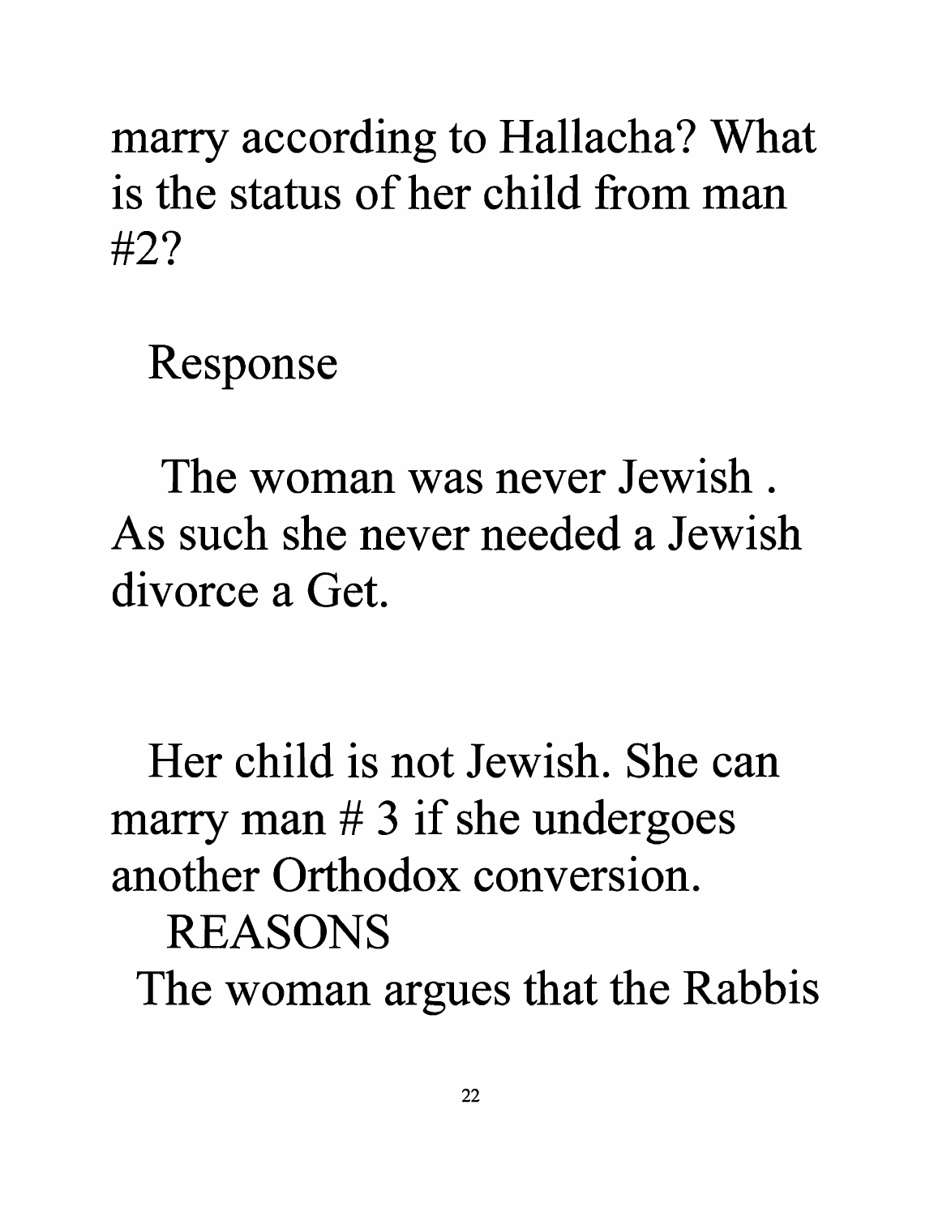marry according to Hallacha? What is the status of her child from man #2?

Response

The woman was never Jewish . As such she never needed a Jewish divorce a Get.

Her child is not Jewish. She can marry man # 3 if she undergoes another Orthodox conversion.

REASONS

The woman argues that the Rabbis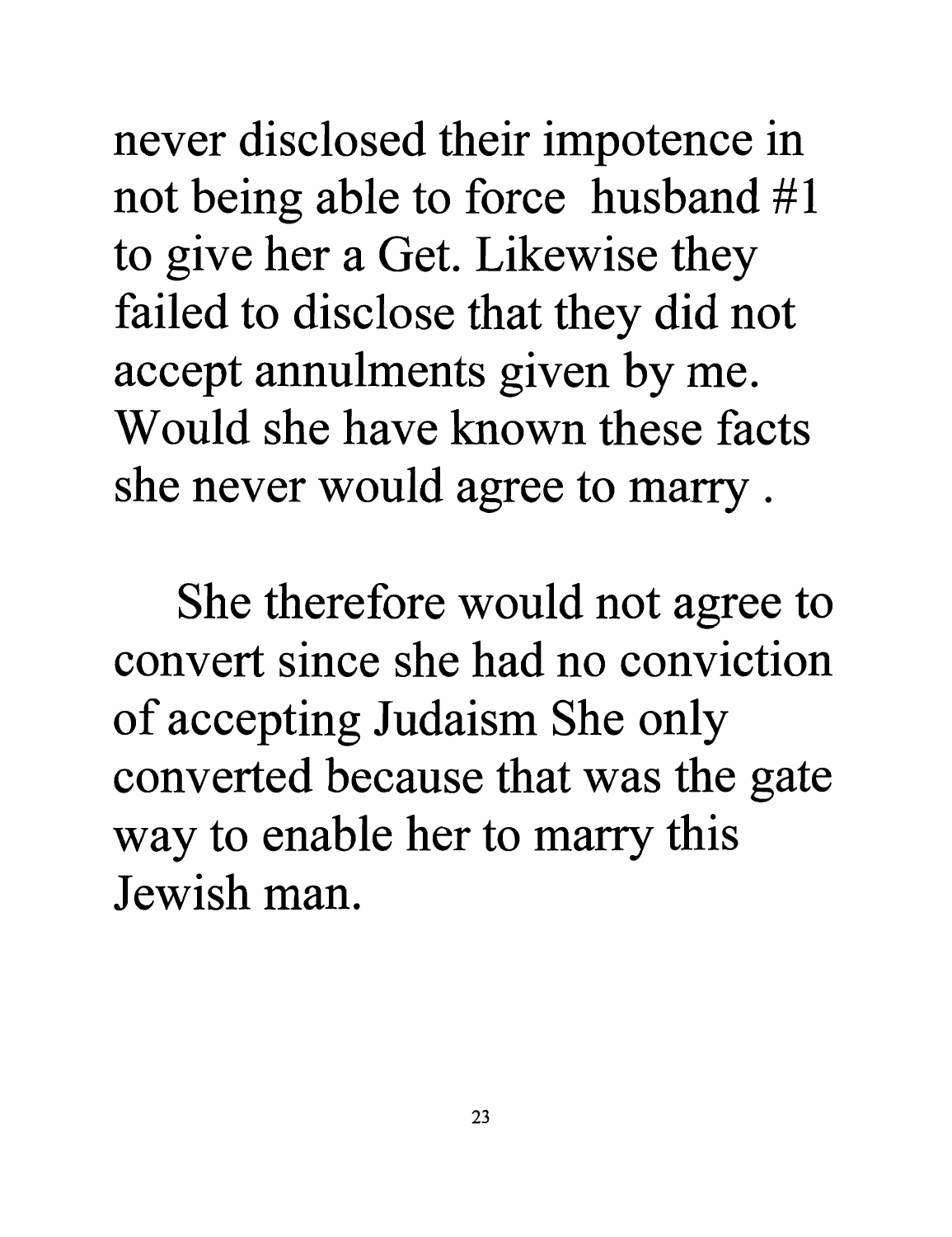never disclosed their impotence in not being able to force husband #1 to give her a Get. Likewise they failed to disclose that they did not accept annulments given by me. Would she have known these facts she never would agree to marry .

She therefore would not agree to convert since she had no conviction of accepting Judaism She only converted because that was the gate way to enable her to marry this Jewish man.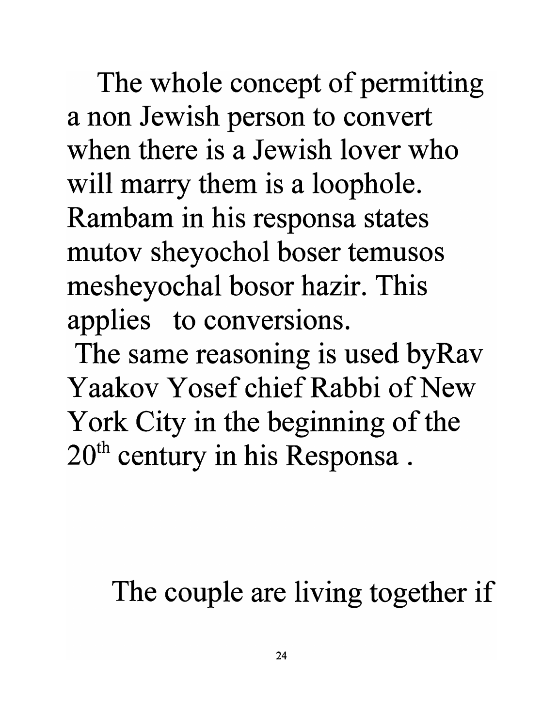The whole concept of permitting a non Jewish person to convert when there is a Jewish lover who will marry them is a loophole. Rambam in his responsa states mutov sheyochol boser temusos mesheyochal bosor hazir. This applies to conversions.

The same reasoning is used byRav Yaakov Yosef chief Rabbi of New York City in the beginning of the 20th century in his Responsa .

The couple are living together if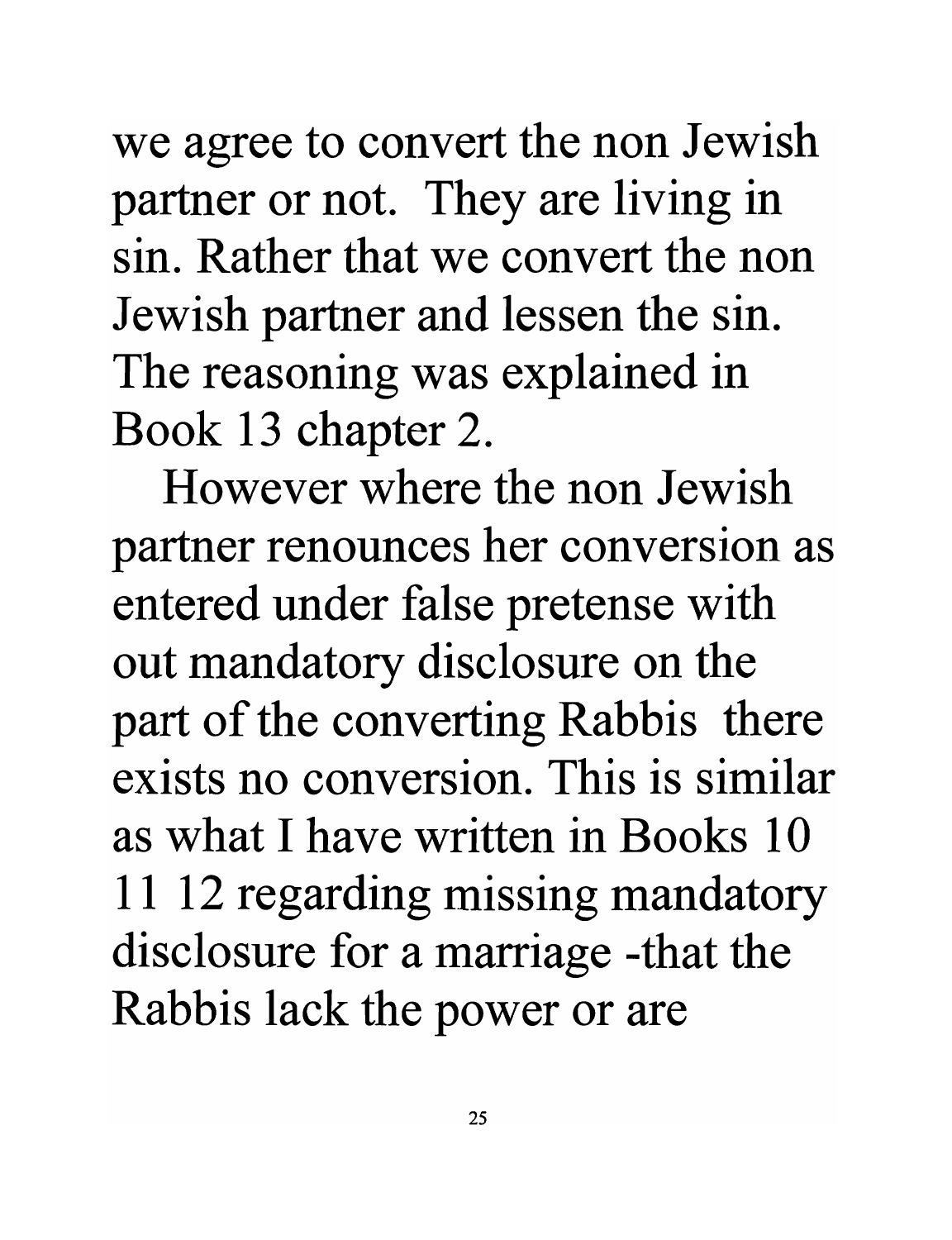we agree to convert the non Jewish partner or not. They are living in sin. Rather that we convert the non Jewish partner and lessen the sin. The reasoning was explained in Book 13 chapter 2.

However where the non Jewish partner renounces her conversion as entered under false pretense with out mandatory disclosure on the part of the converting Rabbis there exists no conversion. This is similar as what I have written in Books 10 11 12 regarding missing mandatory disclosure for a marriage -that the Rabbis lack the power or are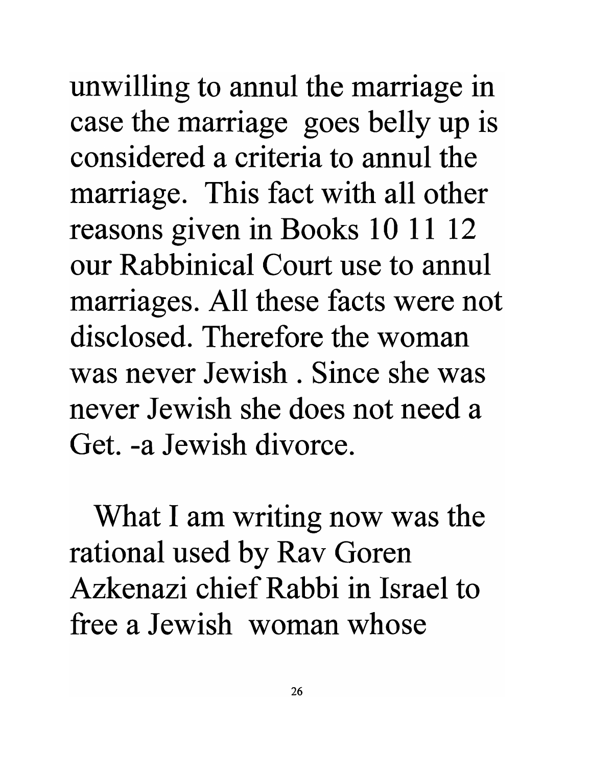unwilling to annul the marriage in case the marriage goes belly up is considered a criteria to annul the marriage. This fact with all other reasons given in Books 10 11 12 our Rabbinical Court use to annul marriages. All these facts were not disclosed. Therefore the woman was never Jewish . Since she was never Jewish she does not need a Get. -a Jewish divorce.

What I am writing now was the rational used by Rav Goren Azkenazi chief Rabbi in Israel to free a Jewish woman whose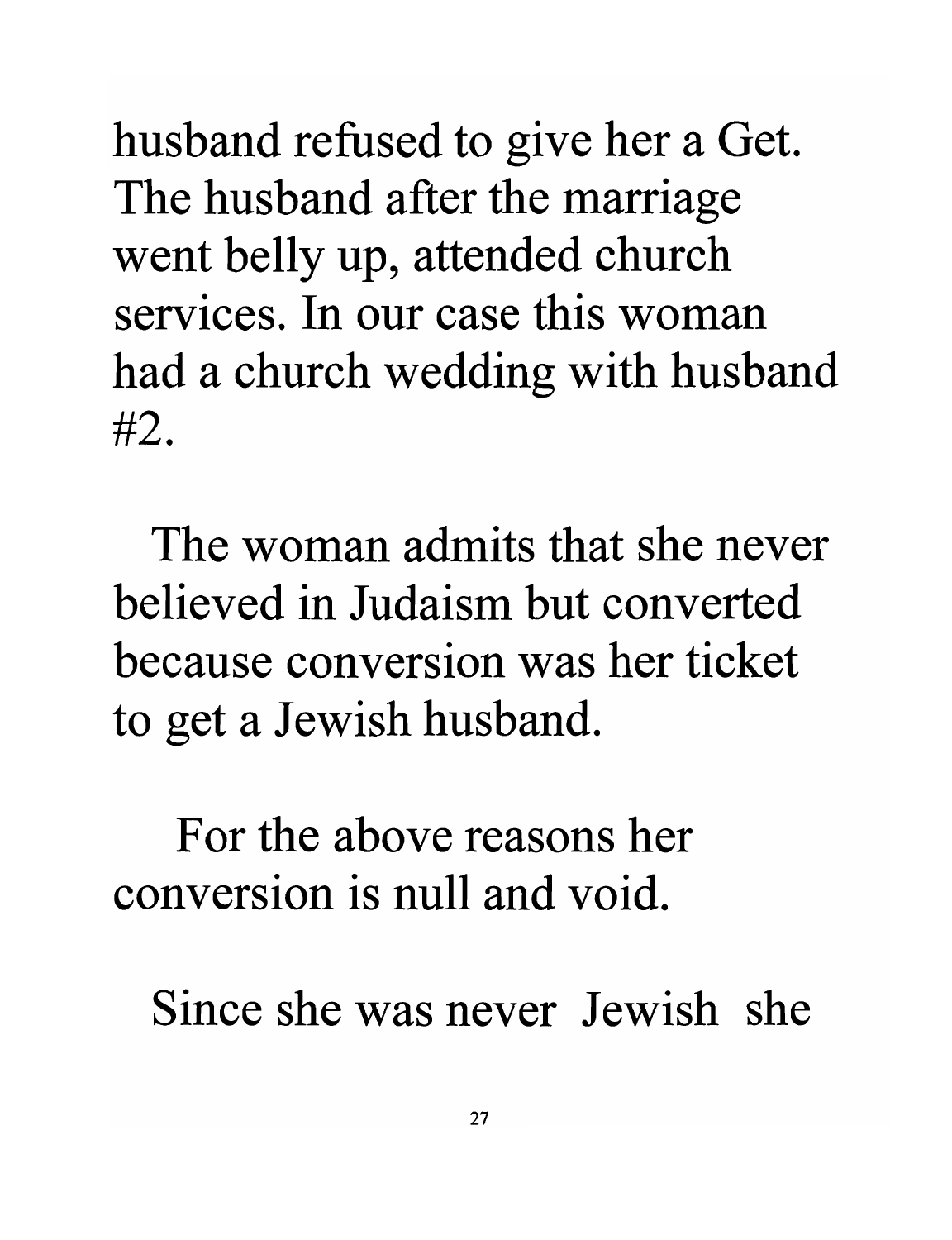husband refused to give her a Get. The husband after the marriage went belly up, attended church services. In our case this woman had a church wedding with husband #2.

The woman admits that she never believed in Judaism but converted because conversion was her ticket to get a Jewish husband.

For the above reasons her conversion is null and void.

Since she was never Jewish she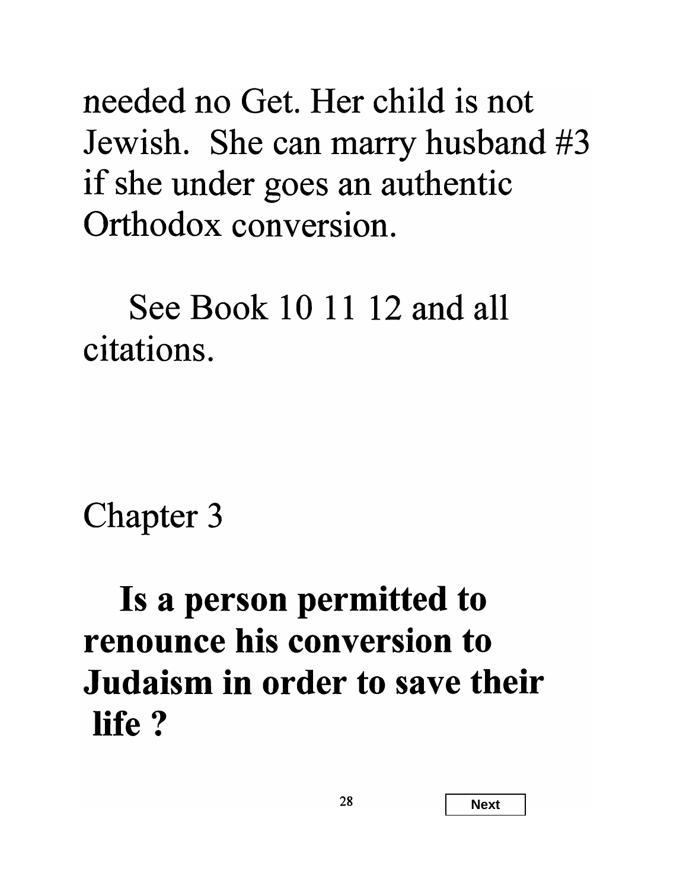needed no Get. Her child is not Jewish. She can marry husband #3 if she under goes an authentic Orthodox conversion.

See Book 10 11 12 and all citations.

## Chapter 3

**Is a person permitted to renounce his conversion to Judaism in order to save their life ?**

Next